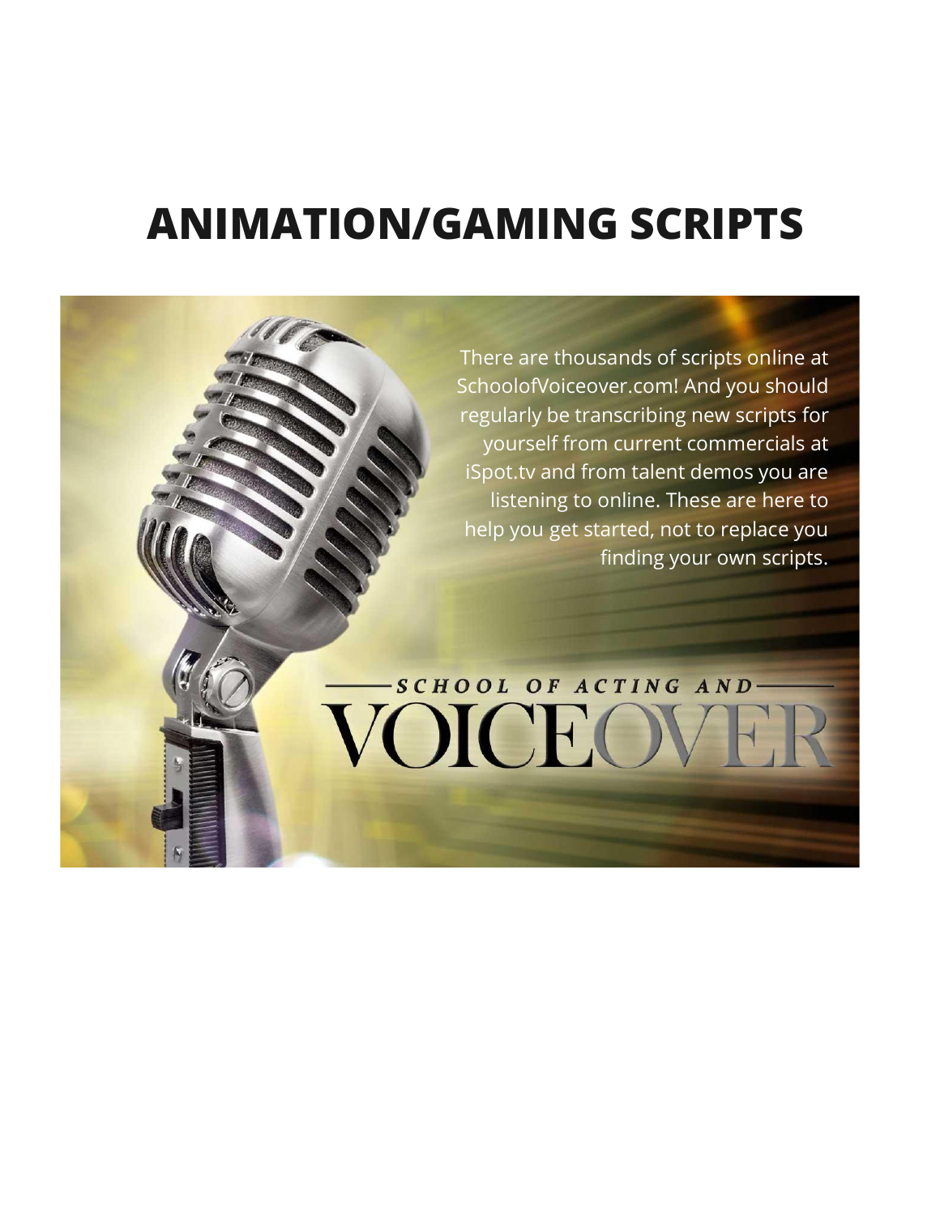# ANIMATION/GAMING SCRIPTS

There are thousands of scripts online at SchoolofVoiceover.com! And you should regularly be transcribing new scripts for yourself from current commercials at iSpot.tv and from talent demos you are listening to online. These are here to help you get started, not to replace you finding your own scripts.

SCHOOL OF ACTING AND VOICEOVER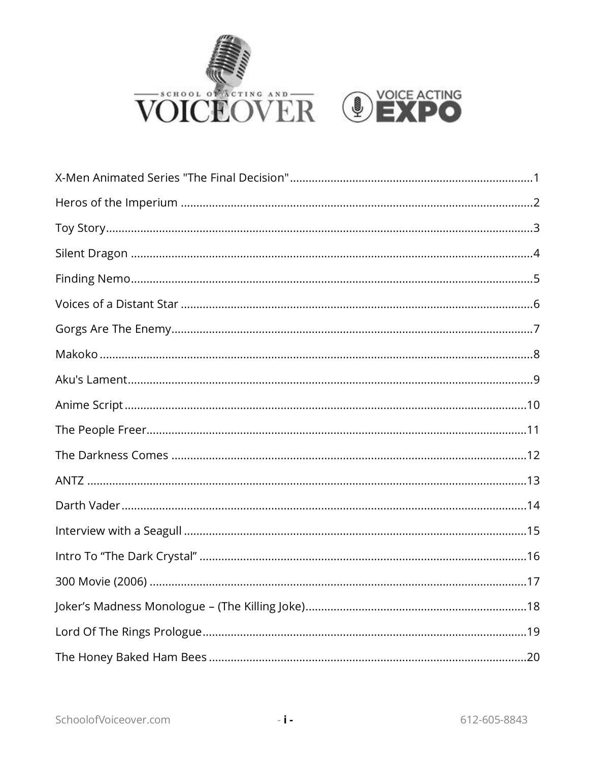| Title | Page |
| --- | --- |
| X-Men Animated Series "The Final Decision" | 1 |
| Heros of the Imperium | 2 |
| Toy Story | 3 |
| Silent Dragon | 4 |
| Finding Nemo | 5 |
| Voices of a Distant Star | 6 |
| Gorgs Are The Enemy | 7 |
| Makoko | 8 |
| Aku's Lament | 9 |
| Anime Script | 10 |
| The People Freer | 11 |
| The Darkness Comes | 12 |
| ANTZ | 13 |
| Darth Vader | 14 |
| Interview with a Seagull | 15 |
| Intro To "The Dark Crystal" | 16 |
| 300 Movie (2006) | 17 |
| Joker's Madness Monologue – (The Killing Joke) | 18 |
| Lord Of The Rings Prologue | 19 |
| The Honey Baked Ham Bees | 20 |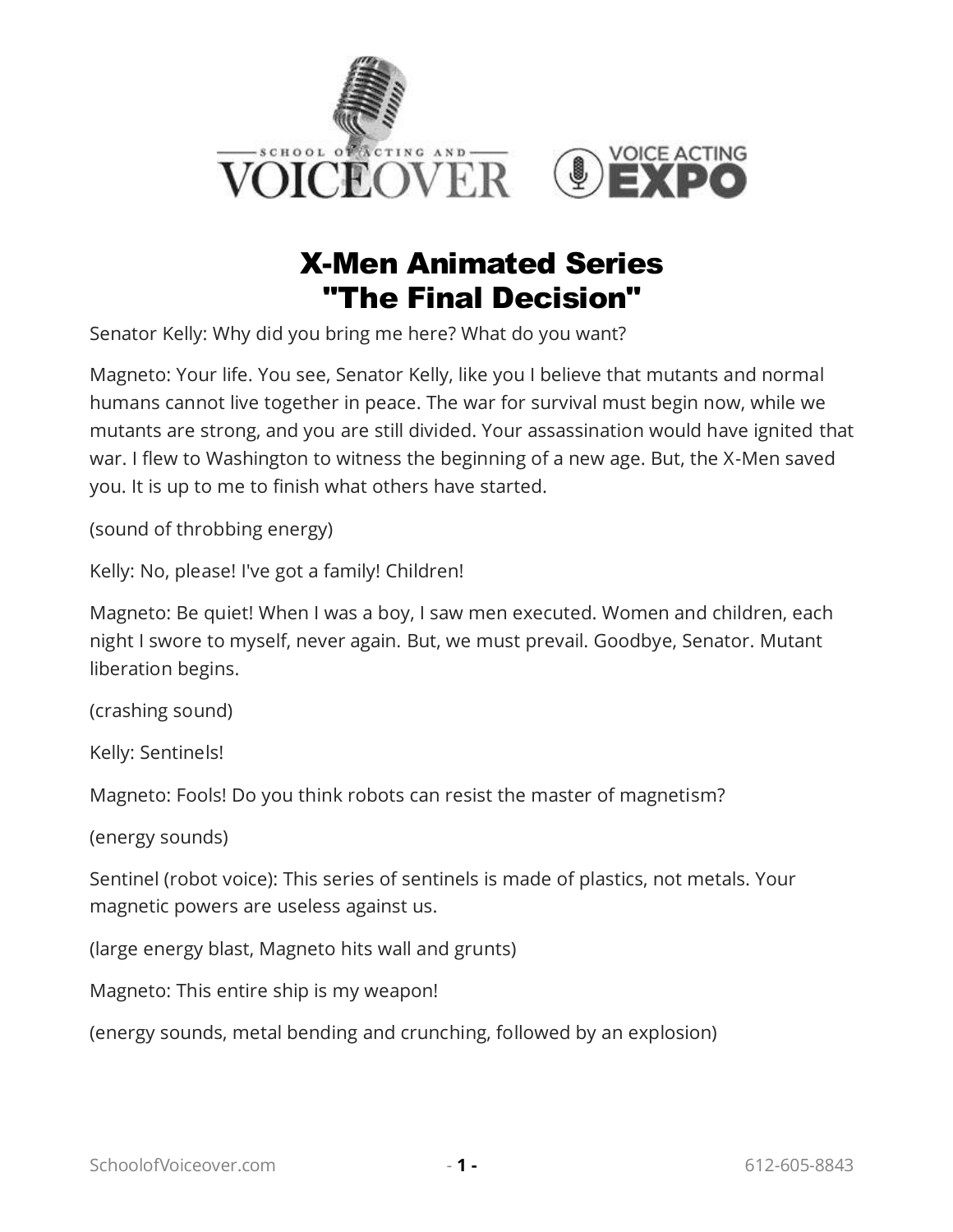# X-Men Animated Series "The Final Decision"

Senator Kelly: Why did you bring me here? What do you want?

Magneto: Your life. You see, Senator Kelly, like you I believe that mutants and normal humans cannot live together in peace. The war for survival must begin now, while we mutants are strong, and you are still divided. Your assassination would have ignited that war. I flew to Washington to witness the beginning of a new age. But, the X-Men saved you. It is up to me to finish what others have started.

(sound of throbbing energy)

Kelly: No, please! I've got a family! Children!

Magneto: Be quiet! When I was a boy, I saw men executed. Women and children, each night I swore to myself, never again. But, we must prevail. Goodbye, Senator. Mutant liberation begins.

(crashing sound)

Kelly: Sentinels!

Magneto: Fools! Do you think robots can resist the master of magnetism?

(energy sounds)

Sentinel (robot voice): This series of sentinels is made of plastics, not metals. Your magnetic powers are useless against us.

(large energy blast, Magneto hits wall and grunts)

Magneto: This entire ship is my weapon!

(energy sounds, metal bending and crunching, followed by an explosion)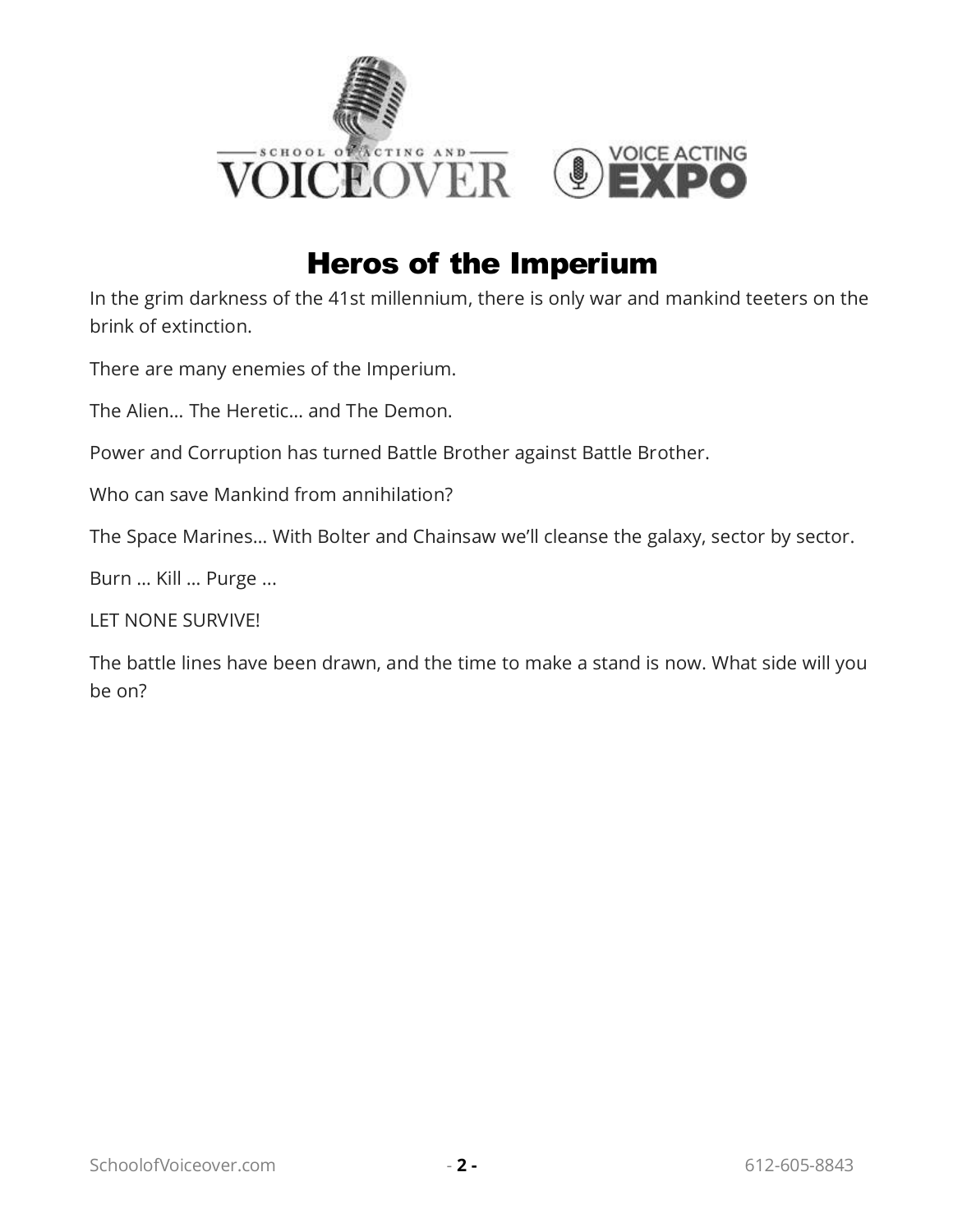# Heros of the Imperium

In the grim darkness of the 41st millennium, there is only war and mankind teeters on the brink of extinction.

There are many enemies of the Imperium.

The Alien… The Heretic… and The Demon.

Power and Corruption has turned Battle Brother against Battle Brother.

Who can save Mankind from annihilation?

The Space Marines… With Bolter and Chainsaw we'll cleanse the galaxy, sector by sector.

Burn … Kill … Purge ...

LET NONE SURVIVE!

The battle lines have been drawn, and the time to make a stand is now. What side will you be on?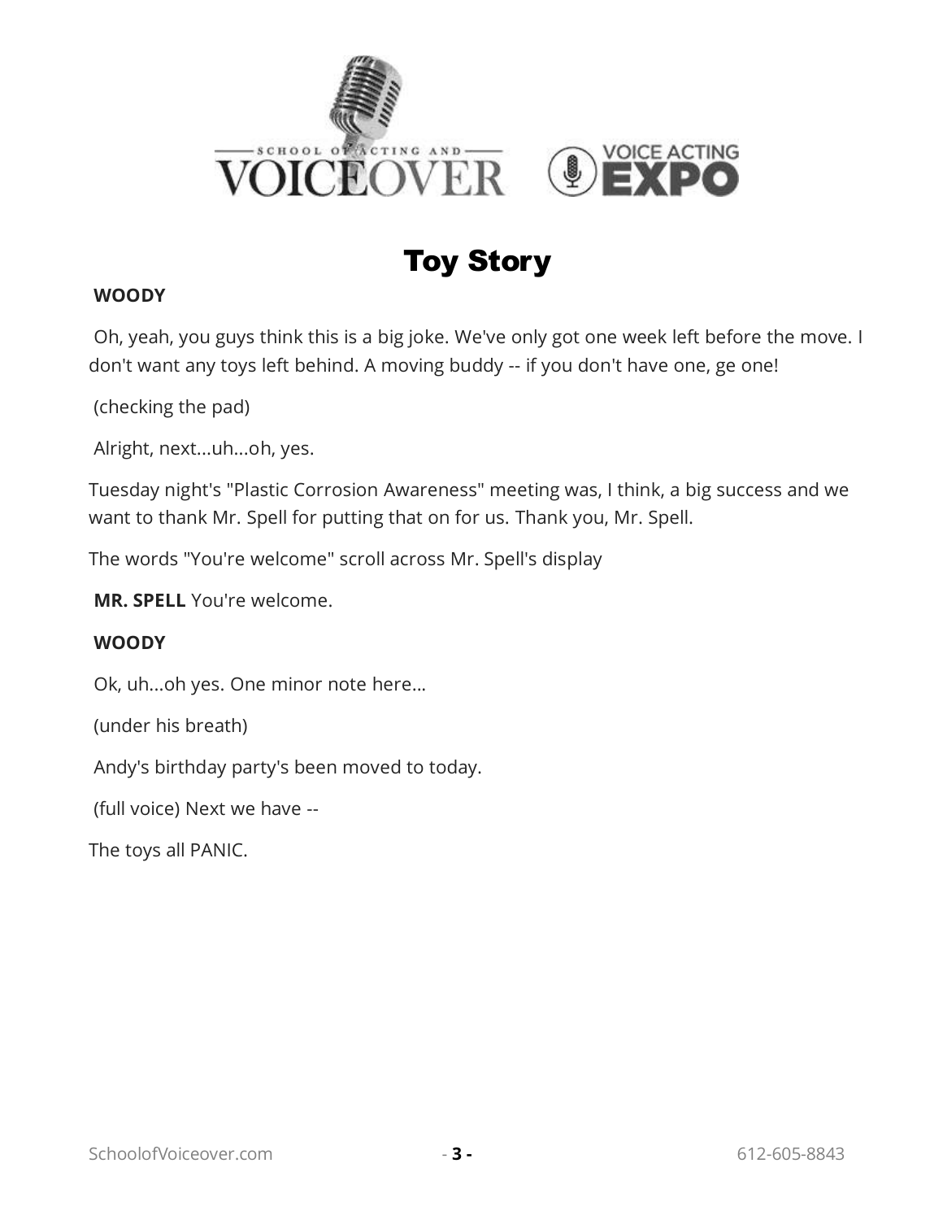# Toy Story

**WOODY**

Oh, yeah, you guys think this is a big joke. We've only got one week left before the move. I don't want any toys left behind. A moving buddy -- if you don't have one, ge one!

(checking the pad)

Alright, next...uh...oh, yes.

Tuesday night's "Plastic Corrosion Awareness" meeting was, I think, a big success and we want to thank Mr. Spell for putting that on for us. Thank you, Mr. Spell.

The words "You're welcome" scroll across Mr. Spell's display

**MR. SPELL** You're welcome.

**WOODY**

Ok, uh...oh yes. One minor note here…

(under his breath)

Andy's birthday party's been moved to today.

(full voice) Next we have --

The toys all PANIC.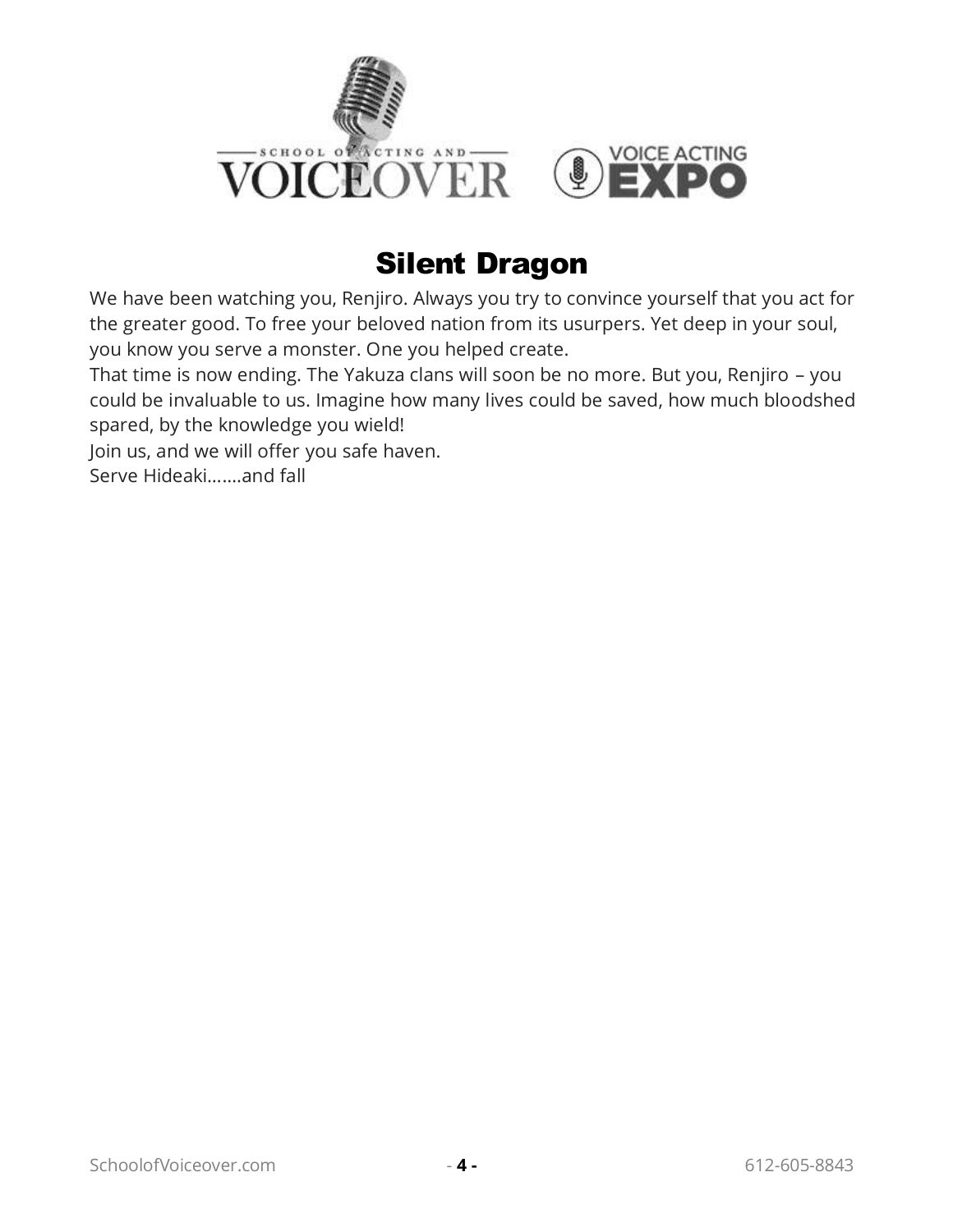# Silent Dragon

We have been watching you, Renjiro. Always you try to convince yourself that you act for the greater good. To free your beloved nation from its usurpers. Yet deep in your soul, you know you serve a monster. One you helped create.

That time is now ending. The Yakuza clans will soon be no more. But you, Renjiro – you could be invaluable to us. Imagine how many lives could be saved, how much bloodshed spared, by the knowledge you wield!

Join us, and we will offer you safe haven.

Serve Hideaki…….and fall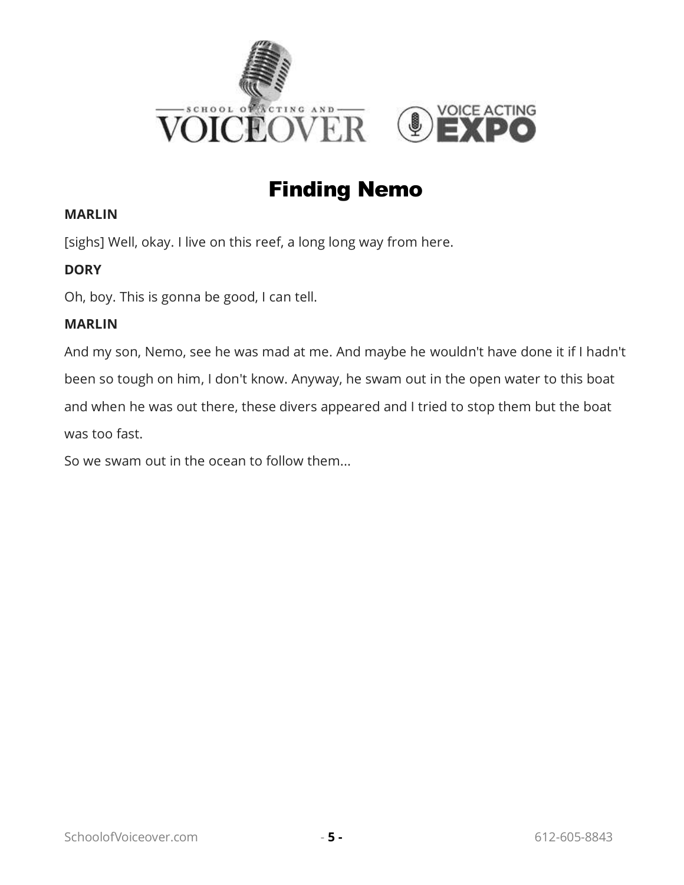# Finding Nemo

**MARLIN**

[sighs] Well, okay. I live on this reef, a long long way from here.

**DORY**

Oh, boy. This is gonna be good, I can tell.

**MARLIN**

And my son, Nemo, see he was mad at me. And maybe he wouldn't have done it if I hadn't been so tough on him, I don't know. Anyway, he swam out in the open water to this boat and when he was out there, these divers appeared and I tried to stop them but the boat was too fast.

So we swam out in the ocean to follow them...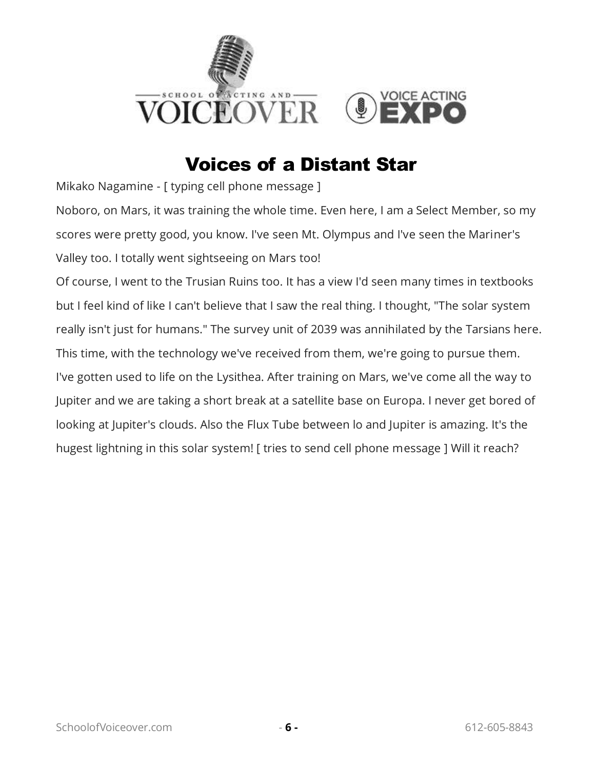# Voices of a Distant Star

Mikako Nagamine - [ typing cell phone message ]

Noboro, on Mars, it was training the whole time. Even here, I am a Select Member, so my scores were pretty good, you know. I've seen Mt. Olympus and I've seen the Mariner's Valley too. I totally went sightseeing on Mars too!

Of course, I went to the Trusian Ruins too. It has a view I'd seen many times in textbooks but I feel kind of like I can't believe that I saw the real thing. I thought, "The solar system really isn't just for humans." The survey unit of 2039 was annihilated by the Tarsians here. This time, with the technology we've received from them, we're going to pursue them.

I've gotten used to life on the Lysithea. After training on Mars, we've come all the way to Jupiter and we are taking a short break at a satellite base on Europa. I never get bored of looking at Jupiter's clouds. Also the Flux Tube between lo and Jupiter is amazing. It's the hugest lightning in this solar system! [ tries to send cell phone message ] Will it reach?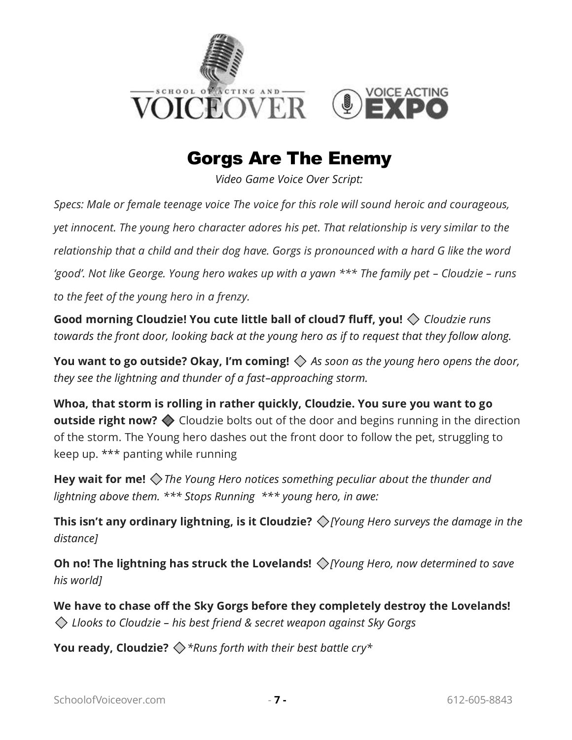# Gorgs Are The Enemy

*Video Game Voice Over Script:*

*Specs: Male or female teenage voice The voice for this role will sound heroic and courageous, yet innocent. The young hero character adores his pet. That relationship is very similar to the relationship that a child and their dog have. Gorgs is pronounced with a hard G like the word 'good'. Not like George. Young hero wakes up with a yawn \*\*\* The family pet – Cloudzie – runs to the feet of the young hero in a frenzy.*

**Good morning Cloudzie! You cute little ball of cloud7 fluff, you!** ◈ *Cloudzie runs towards the front door, looking back at the young hero as if to request that they follow along.*

**You want to go outside? Okay, I'm coming!** ◈ *As soon as the young hero opens the door, they see the lightning and thunder of a fast–approaching storm.*

**Whoa, that storm is rolling in rather quickly, Cloudzie. You sure you want to go outside right now?** ◈ Cloudzie bolts out of the door and begins running in the direction of the storm. The Young hero dashes out the front door to follow the pet, struggling to keep up. \*\*\* panting while running

**Hey wait for me!** ◈ *The Young Hero notices something peculiar about the thunder and lightning above them. \*\*\* Stops Running \*\*\* young hero, in awe:*

**This isn't any ordinary lightning, is it Cloudzie?** ◈ *[Young Hero surveys the damage in the distance]*

**Oh no! The lightning has struck the Lovelands!** ◈ *[Young Hero, now determined to save his world]*

**We have to chase off the Sky Gorgs before they completely destroy the Lovelands!** ◈ *Llooks to Cloudzie – his best friend & secret weapon against Sky Gorgs*

**You ready, Cloudzie?** ◈ *\*Runs forth with their best battle cry\**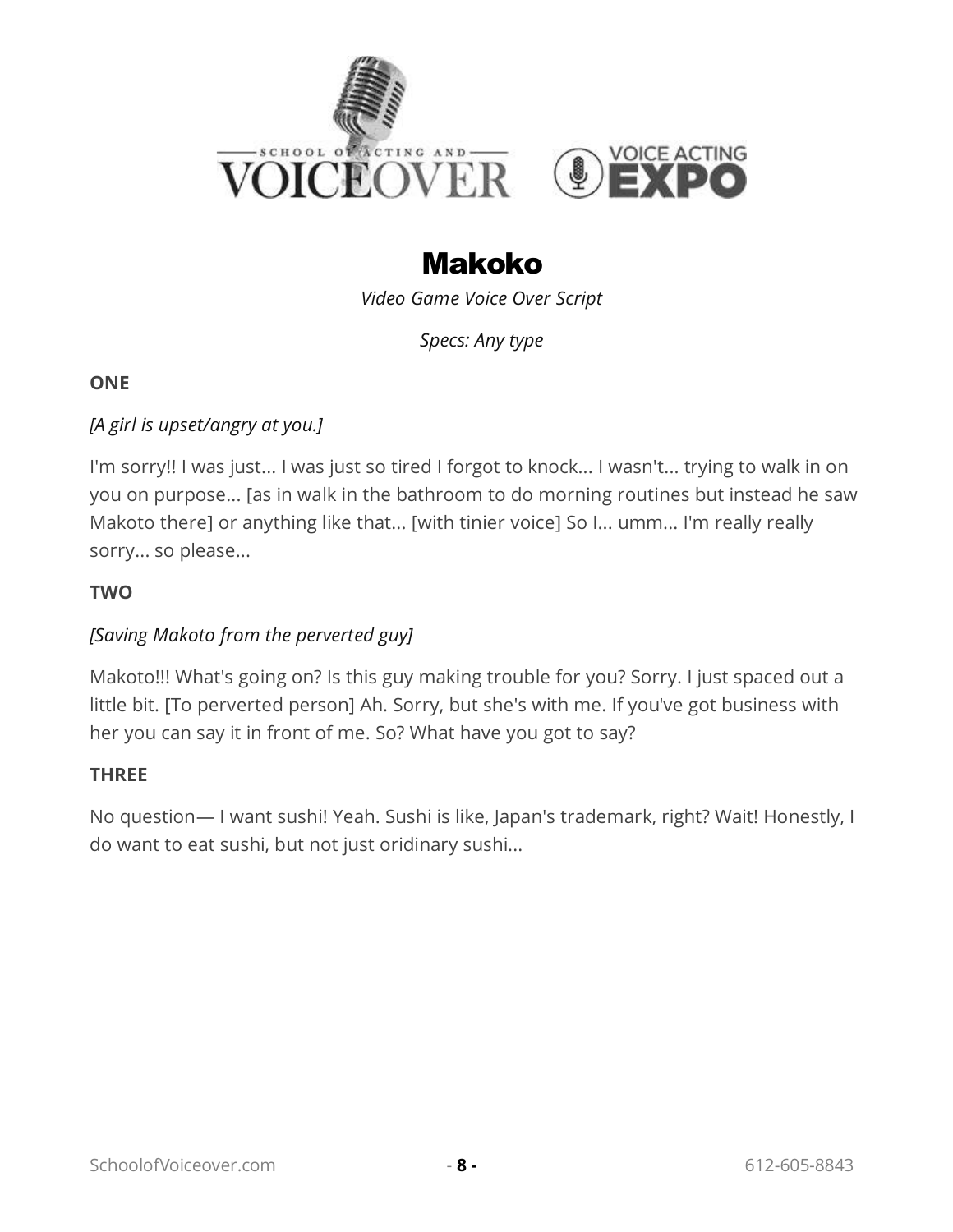# Makoko

*Video Game Voice Over Script*

*Specs: Any type*

**ONE**

*[A girl is upset/angry at you.]*

I'm sorry!! I was just... I was just so tired I forgot to knock... I wasn't... trying to walk in on you on purpose... [as in walk in the bathroom to do morning routines but instead he saw Makoto there] or anything like that... [with tinier voice] So I... umm... I'm really really sorry... so please...

**TWO**

*[Saving Makoto from the perverted guy]*

Makoto!!! What's going on? Is this guy making trouble for you? Sorry. I just spaced out a little bit. [To perverted person] Ah. Sorry, but she's with me. If you've got business with her you can say it in front of me. So? What have you got to say?

**THREE**

No question— I want sushi! Yeah. Sushi is like, Japan's trademark, right? Wait! Honestly, I do want to eat sushi, but not just oridinary sushi...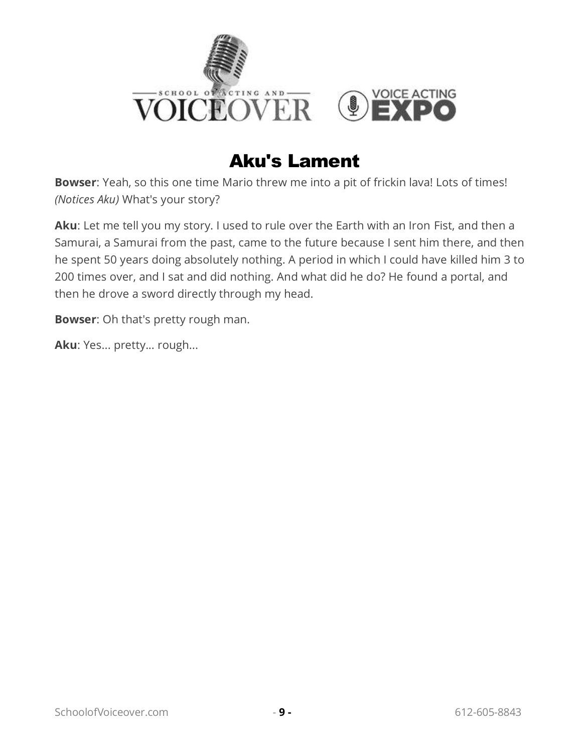# Aku's Lament

**Bowser**: Yeah, so this one time Mario threw me into a pit of frickin lava! Lots of times! *(Notices Aku)* What's your story?

**Aku**: Let me tell you my story. I used to rule over the Earth with an Iron Fist, and then a Samurai, a Samurai from the past, came to the future because I sent him there, and then he spent 50 years doing absolutely nothing. A period in which I could have killed him 3 to 200 times over, and I sat and did nothing. And what did he do? He found a portal, and then he drove a sword directly through my head.

**Bowser**: Oh that's pretty rough man.

**Aku**: Yes... pretty... rough...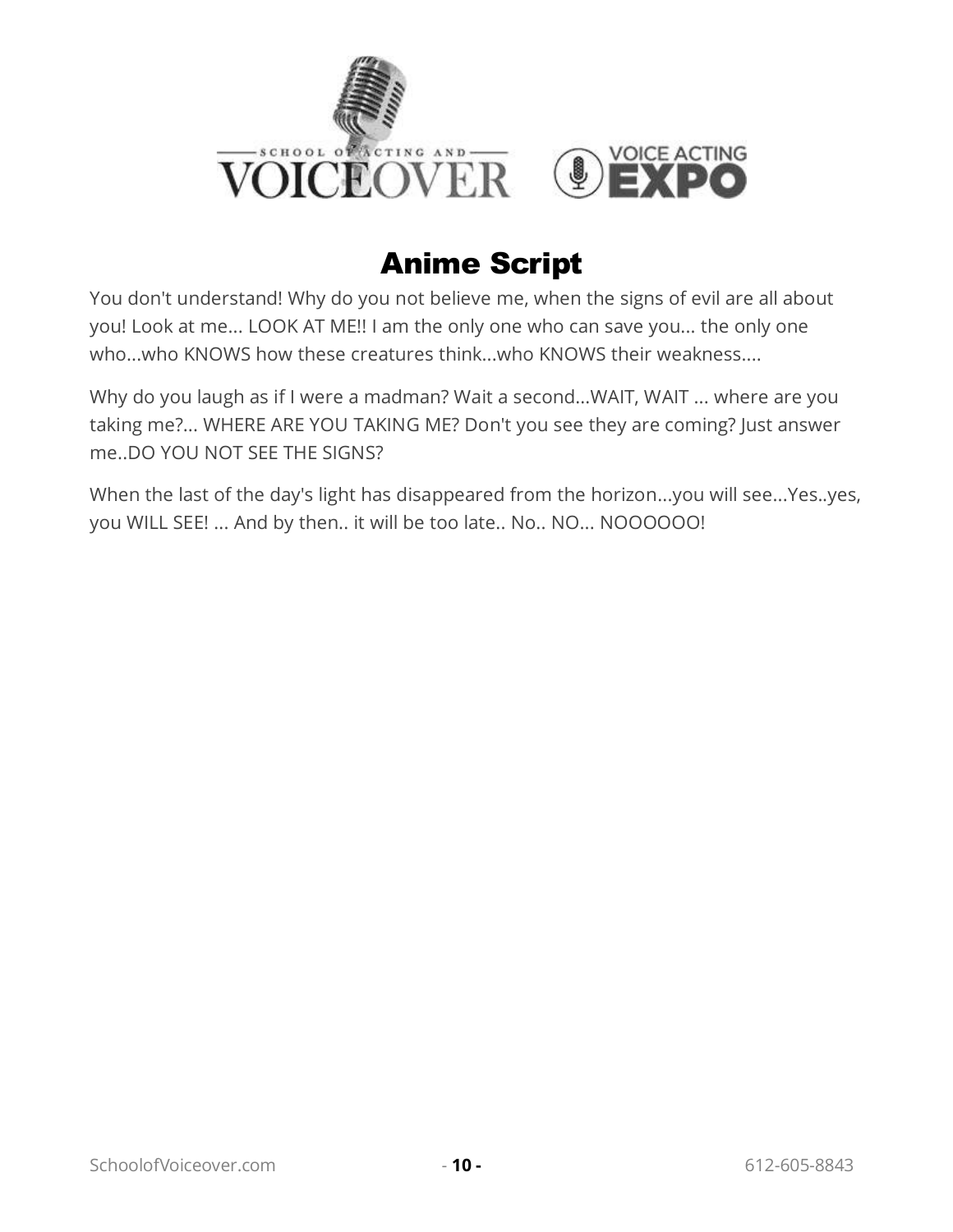# Anime Script

You don't understand! Why do you not believe me, when the signs of evil are all about you! Look at me... LOOK AT ME!! I am the only one who can save you... the only one who...who KNOWS how these creatures think...who KNOWS their weakness....

Why do you laugh as if I were a madman? Wait a second...WAIT, WAIT ... where are you taking me?... WHERE ARE YOU TAKING ME? Don't you see they are coming? Just answer me..DO YOU NOT SEE THE SIGNS?

When the last of the day's light has disappeared from the horizon...you will see...Yes..yes, you WILL SEE! ... And by then.. it will be too late.. No.. NO... NOOOOOO!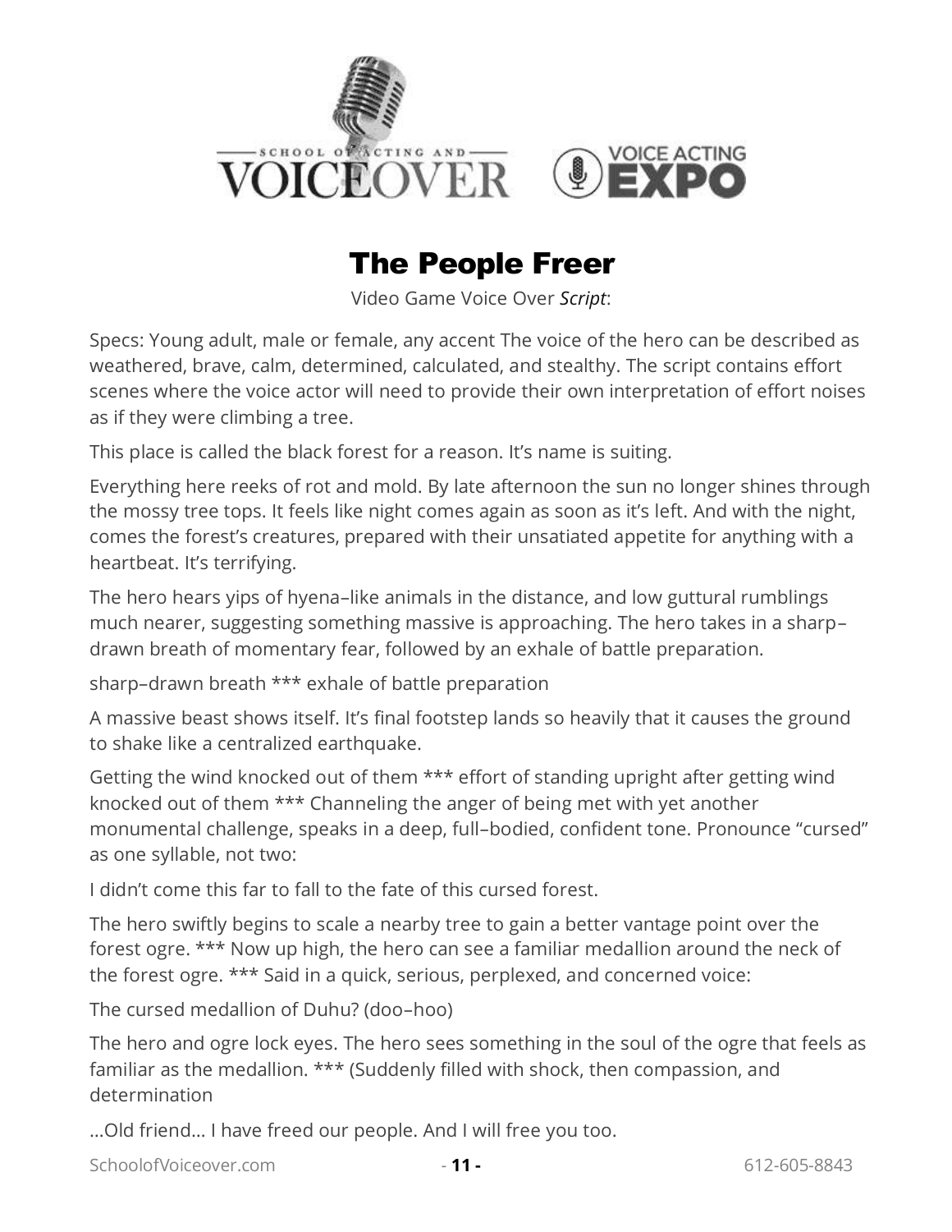# The People Freer

Video Game Voice Over *Script*:

Specs: Young adult, male or female, any accent The voice of the hero can be described as weathered, brave, calm, determined, calculated, and stealthy. The script contains effort scenes where the voice actor will need to provide their own interpretation of effort noises as if they were climbing a tree.

This place is called the black forest for a reason. It's name is suiting.

Everything here reeks of rot and mold. By late afternoon the sun no longer shines through the mossy tree tops. It feels like night comes again as soon as it's left. And with the night, comes the forest's creatures, prepared with their unsatiated appetite for anything with a heartbeat. It's terrifying.

The hero hears yips of hyena–like animals in the distance, and low guttural rumblings much nearer, suggesting something massive is approaching. The hero takes in a sharp–drawn breath of momentary fear, followed by an exhale of battle preparation.

sharp–drawn breath *** exhale of battle preparation

A massive beast shows itself. It's final footstep lands so heavily that it causes the ground to shake like a centralized earthquake.

Getting the wind knocked out of them *** effort of standing upright after getting wind knocked out of them *** Channeling the anger of being met with yet another monumental challenge, speaks in a deep, full–bodied, confident tone. Pronounce "cursed" as one syllable, not two:

I didn't come this far to fall to the fate of this cursed forest.

The hero swiftly begins to scale a nearby tree to gain a better vantage point over the forest ogre. *** Now up high, the hero can see a familiar medallion around the neck of the forest ogre. *** Said in a quick, serious, perplexed, and concerned voice:

The cursed medallion of Duhu? (doo–hoo)

The hero and ogre lock eyes. The hero sees something in the soul of the ogre that feels as familiar as the medallion. *** (Suddenly filled with shock, then compassion, and determination

…Old friend… I have freed our people. And I will free you too.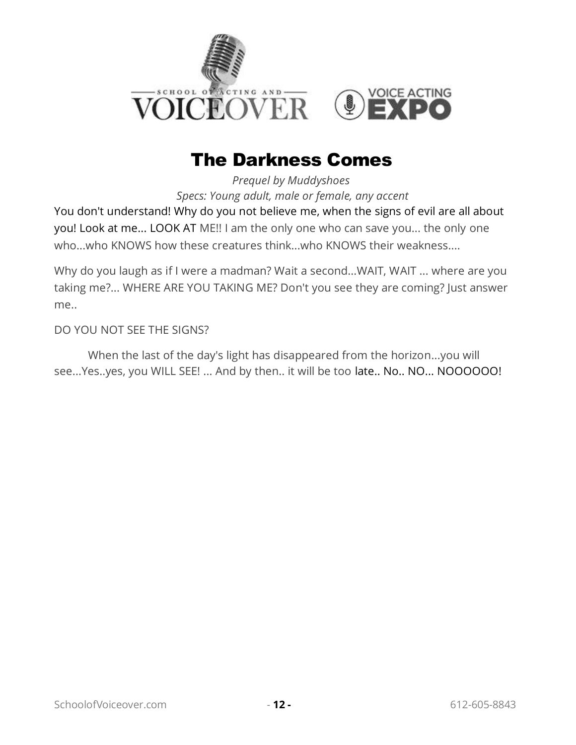# The Darkness Comes

*Prequel by Muddyshoes*

*Specs: Young adult, male or female, any accent*

You don't understand! Why do you not believe me, when the signs of evil are all about you! Look at me... LOOK AT ME!! I am the only one who can save you... the only one who...who KNOWS how these creatures think...who KNOWS their weakness....

Why do you laugh as if I were a madman? Wait a second...WAIT, WAIT ... where are you taking me?... WHERE ARE YOU TAKING ME? Don't you see they are coming? Just answer me..

DO YOU NOT SEE THE SIGNS?

When the last of the day's light has disappeared from the horizon...you will see...Yes..yes, you WILL SEE! ... And by then.. it will be too late.. No.. NO... NOOOOOO!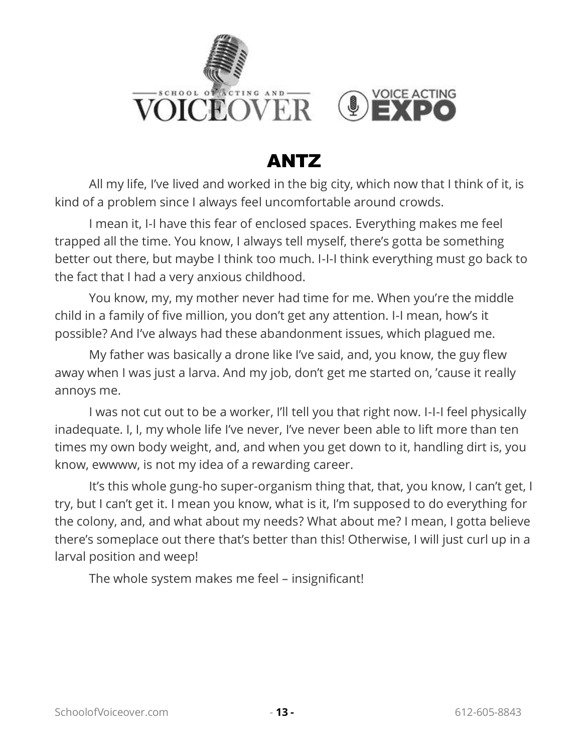# ANTZ

All my life, I've lived and worked in the big city, which now that I think of it, is kind of a problem since I always feel uncomfortable around crowds.

I mean it, I-I have this fear of enclosed spaces. Everything makes me feel trapped all the time. You know, I always tell myself, there's gotta be something better out there, but maybe I think too much. I-I-I think everything must go back to the fact that I had a very anxious childhood.

You know, my, my mother never had time for me. When you're the middle child in a family of five million, you don't get any attention. I-I mean, how's it possible? And I've always had these abandonment issues, which plagued me.

My father was basically a drone like I've said, and, you know, the guy flew away when I was just a larva. And my job, don't get me started on, 'cause it really annoys me.

I was not cut out to be a worker, I'll tell you that right now. I-I-I feel physically inadequate. I, I, my whole life I've never, I've never been able to lift more than ten times my own body weight, and, and when you get down to it, handling dirt is, you know, ewwww, is not my idea of a rewarding career.

It's this whole gung-ho super-organism thing that, that, you know, I can't get, I try, but I can't get it. I mean you know, what is it, I'm supposed to do everything for the colony, and, and what about my needs? What about me? I mean, I gotta believe there's someplace out there that's better than this! Otherwise, I will just curl up in a larval position and weep!

The whole system makes me feel – insignificant!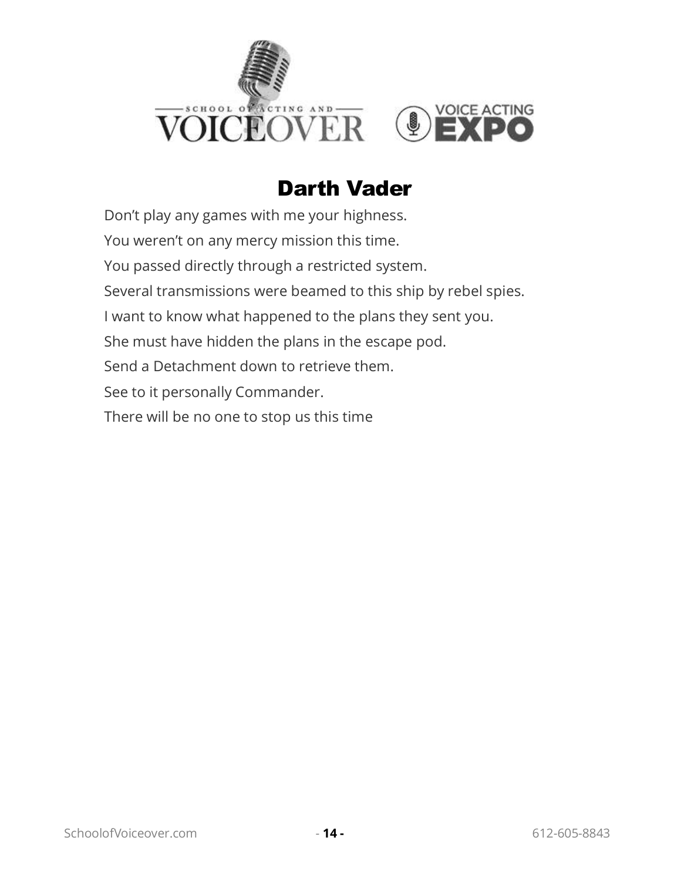## Darth Vader

Don't play any games with me your highness.

You weren't on any mercy mission this time.

You passed directly through a restricted system.

Several transmissions were beamed to this ship by rebel spies.

I want to know what happened to the plans they sent you.

She must have hidden the plans in the escape pod.

Send a Detachment down to retrieve them.

See to it personally Commander.

There will be no one to stop us this time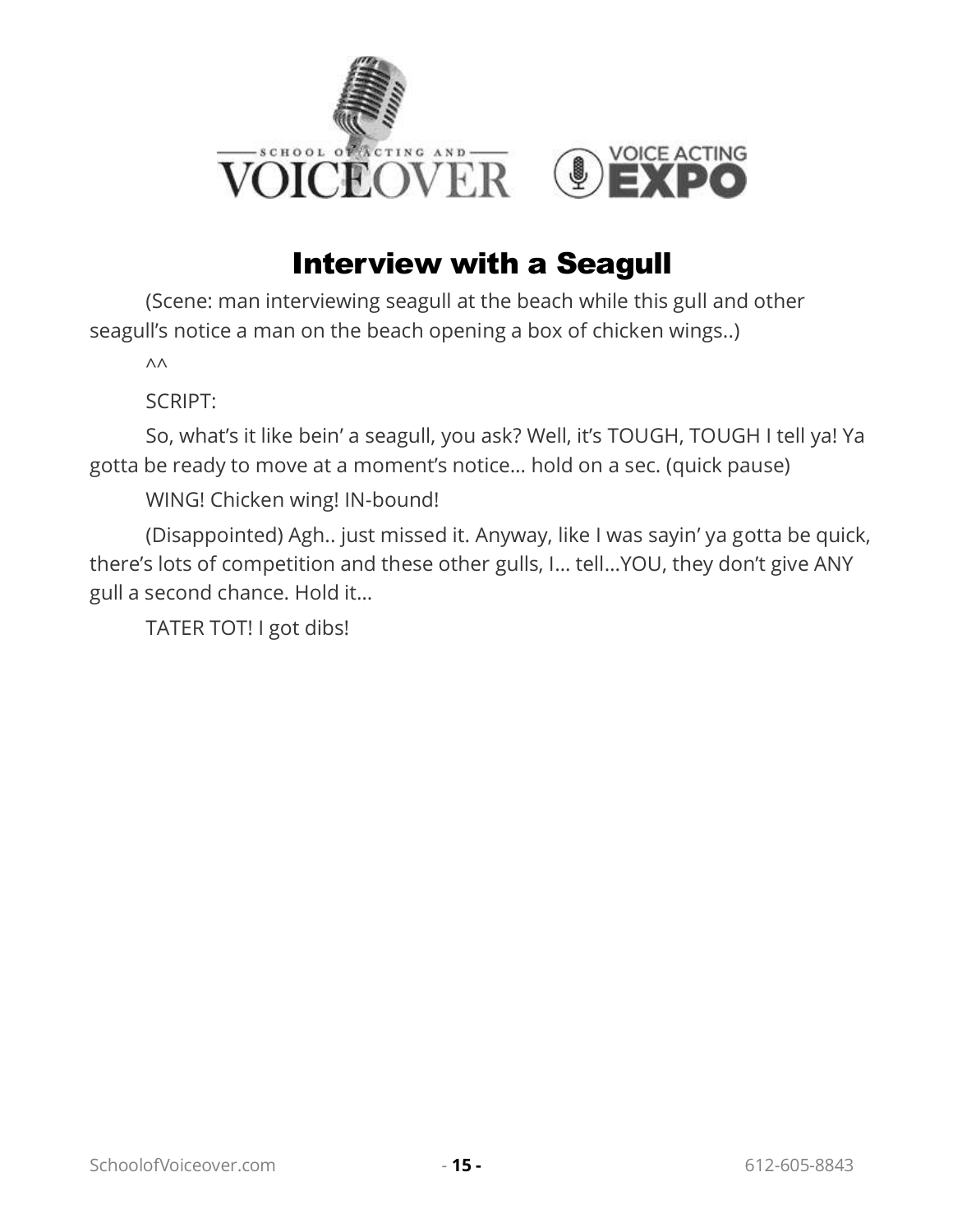# Interview with a Seagull

(Scene: man interviewing seagull at the beach while this gull and other seagull's notice a man on the beach opening a box of chicken wings..)

^^

SCRIPT:

So, what's it like bein' a seagull, you ask? Well, it's TOUGH, TOUGH I tell ya! Ya gotta be ready to move at a moment's notice… hold on a sec. (quick pause)

WING! Chicken wing! IN-bound!

(Disappointed) Agh.. just missed it. Anyway, like I was sayin' ya gotta be quick, there's lots of competition and these other gulls, I… tell…YOU, they don't give ANY gull a second chance. Hold it…

TATER TOT! I got dibs!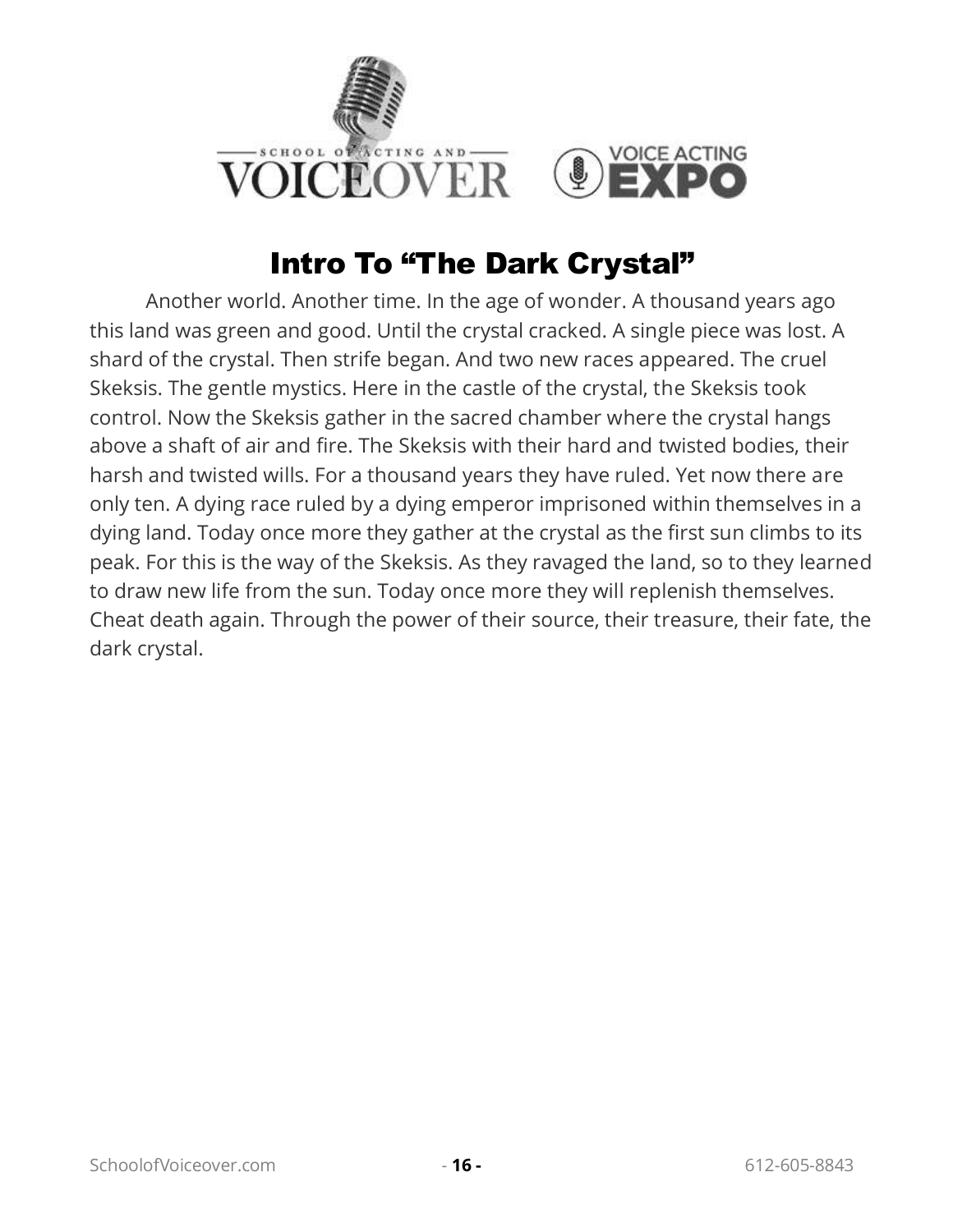# Intro To "The Dark Crystal"

Another world. Another time. In the age of wonder. A thousand years ago this land was green and good. Until the crystal cracked. A single piece was lost. A shard of the crystal. Then strife began. And two new races appeared. The cruel Skeksis. The gentle mystics. Here in the castle of the crystal, the Skeksis took control. Now the Skeksis gather in the sacred chamber where the crystal hangs above a shaft of air and fire. The Skeksis with their hard and twisted bodies, their harsh and twisted wills. For a thousand years they have ruled. Yet now there are only ten. A dying race ruled by a dying emperor imprisoned within themselves in a dying land. Today once more they gather at the crystal as the first sun climbs to its peak. For this is the way of the Skeksis. As they ravaged the land, so to they learned to draw new life from the sun. Today once more they will replenish themselves. Cheat death again. Through the power of their source, their treasure, their fate, the dark crystal.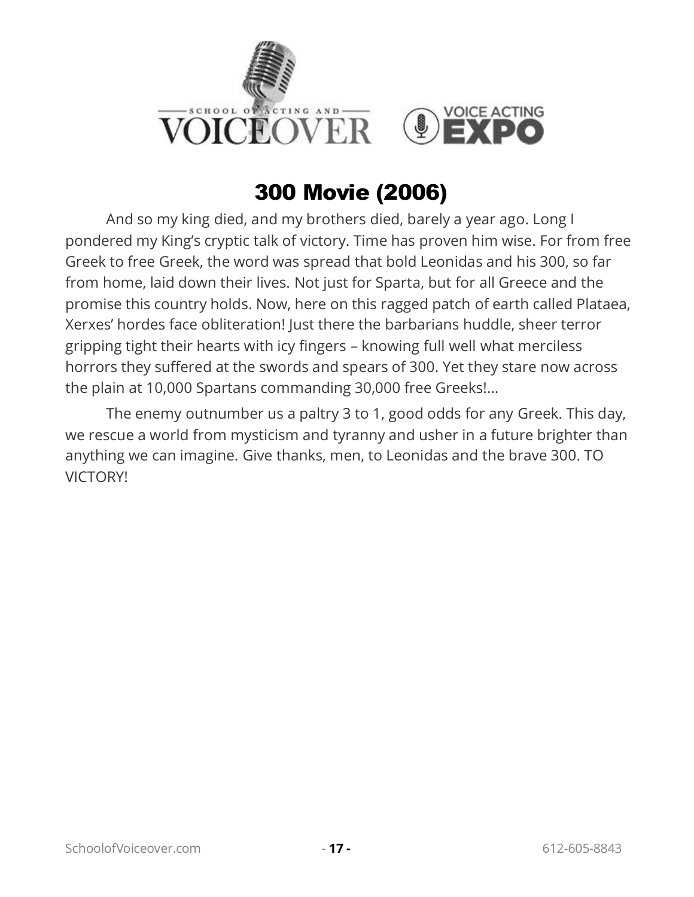## 300 Movie (2006)

And so my king died, and my brothers died, barely a year ago. Long I pondered my King's cryptic talk of victory. Time has proven him wise. For from free Greek to free Greek, the word was spread that bold Leonidas and his 300, so far from home, laid down their lives. Not just for Sparta, but for all Greece and the promise this country holds. Now, here on this ragged patch of earth called Plataea, Xerxes' hordes face obliteration! Just there the barbarians huddle, sheer terror gripping tight their hearts with icy fingers – knowing full well what merciless horrors they suffered at the swords and spears of 300. Yet they stare now across the plain at 10,000 Spartans commanding 30,000 free Greeks!...

The enemy outnumber us a paltry 3 to 1, good odds for any Greek. This day, we rescue a world from mysticism and tyranny and usher in a future brighter than anything we can imagine. Give thanks, men, to Leonidas and the brave 300. TO VICTORY!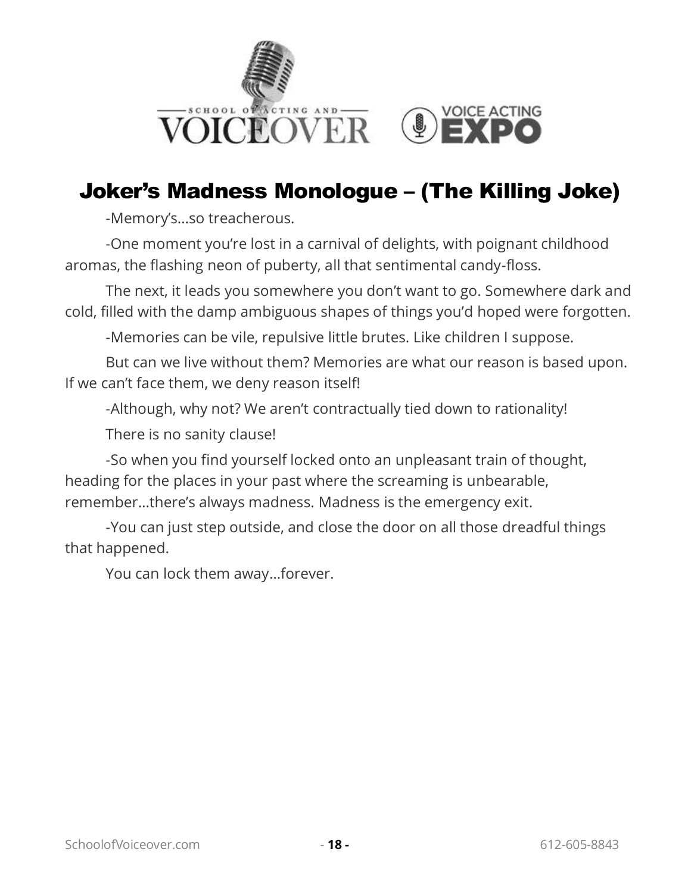# Joker's Madness Monologue – (The Killing Joke)

-Memory's…so treacherous.

-One moment you're lost in a carnival of delights, with poignant childhood aromas, the flashing neon of puberty, all that sentimental candy-floss.

The next, it leads you somewhere you don't want to go. Somewhere dark and cold, filled with the damp ambiguous shapes of things you'd hoped were forgotten.

-Memories can be vile, repulsive little brutes. Like children I suppose.

But can we live without them? Memories are what our reason is based upon. If we can't face them, we deny reason itself!

-Although, why not? We aren't contractually tied down to rationality!

There is no sanity clause!

-So when you find yourself locked onto an unpleasant train of thought, heading for the places in your past where the screaming is unbearable, remember…there's always madness. Madness is the emergency exit.

-You can just step outside, and close the door on all those dreadful things that happened.

You can lock them away…forever.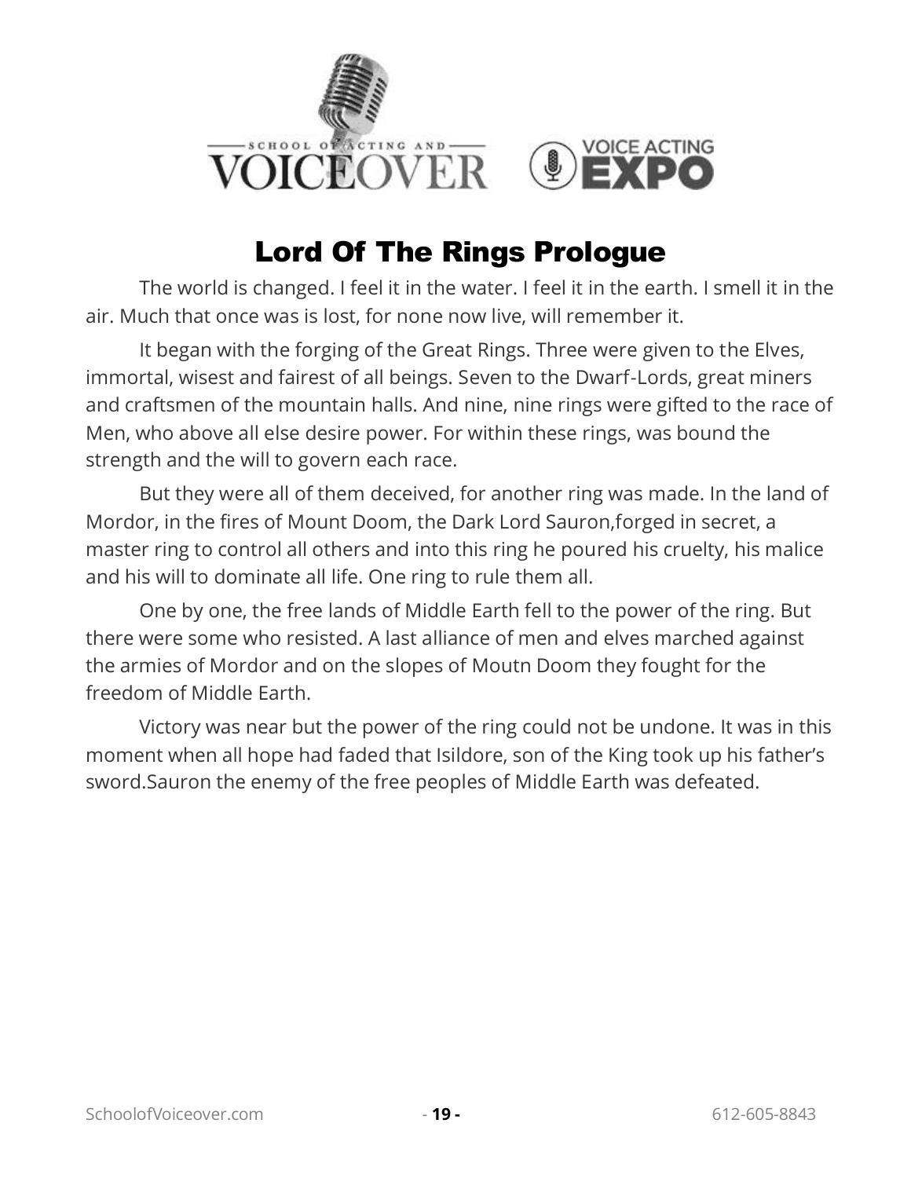# Lord Of The Rings Prologue

The world is changed. I feel it in the water. I feel it in the earth. I smell it in the air. Much that once was is lost, for none now live, will remember it.

It began with the forging of the Great Rings. Three were given to the Elves, immortal, wisest and fairest of all beings. Seven to the Dwarf-Lords, great miners and craftsmen of the mountain halls. And nine, nine rings were gifted to the race of Men, who above all else desire power. For within these rings, was bound the strength and the will to govern each race.

But they were all of them deceived, for another ring was made. In the land of Mordor, in the fires of Mount Doom, the Dark Lord Sauron,forged in secret, a master ring to control all others and into this ring he poured his cruelty, his malice and his will to dominate all life. One ring to rule them all.

One by one, the free lands of Middle Earth fell to the power of the ring. But there were some who resisted. A last alliance of men and elves marched against the armies of Mordor and on the slopes of Moutn Doom they fought for the freedom of Middle Earth.

Victory was near but the power of the ring could not be undone. It was in this moment when all hope had faded that Isildore, son of the King took up his father's sword.Sauron the enemy of the free peoples of Middle Earth was defeated.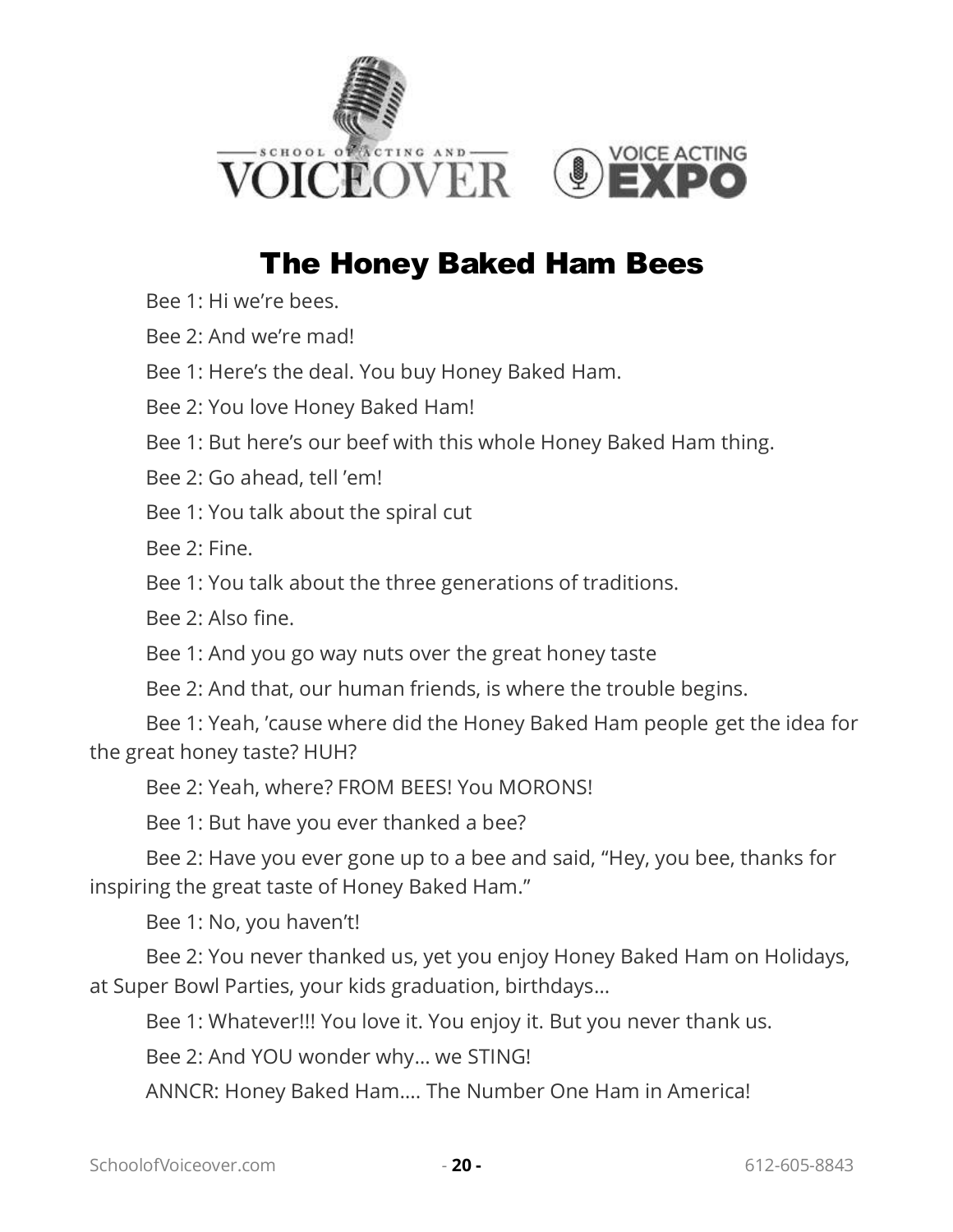# The Honey Baked Ham Bees

Bee 1: Hi we're bees.

Bee 2: And we're mad!

Bee 1: Here's the deal. You buy Honey Baked Ham.

Bee 2: You love Honey Baked Ham!

Bee 1: But here's our beef with this whole Honey Baked Ham thing.

Bee 2: Go ahead, tell 'em!

Bee 1: You talk about the spiral cut

Bee 2: Fine.

Bee 1: You talk about the three generations of traditions.

Bee 2: Also fine.

Bee 1: And you go way nuts over the great honey taste

Bee 2: And that, our human friends, is where the trouble begins.

Bee 1: Yeah, 'cause where did the Honey Baked Ham people get the idea for the great honey taste? HUH?

Bee 2: Yeah, where? FROM BEES! You MORONS!

Bee 1: But have you ever thanked a bee?

Bee 2: Have you ever gone up to a bee and said, "Hey, you bee, thanks for inspiring the great taste of Honey Baked Ham."

Bee 1: No, you haven't!

Bee 2: You never thanked us, yet you enjoy Honey Baked Ham on Holidays, at Super Bowl Parties, your kids graduation, birthdays…

Bee 1: Whatever!!! You love it. You enjoy it. But you never thank us.

Bee 2: And YOU wonder why… we STING!

ANNCR: Honey Baked Ham…. The Number One Ham in America!